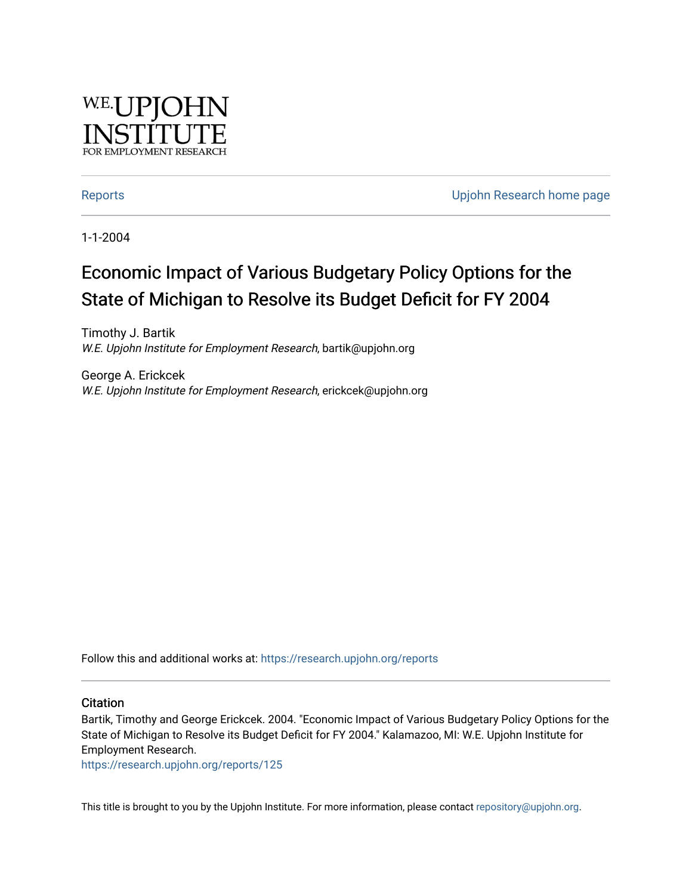W.E. UPJOHN INSTITUTE FOR EMPLOYMENT RESEARCH

Reports | Upjohn Research home page

1-1-2004

# Economic Impact of Various Budgetary Policy Options for the State of Michigan to Resolve its Budget Deficit for FY 2004

Timothy J. Bartik
*W.E. Upjohn Institute for Employment Research*, bartik@upjohn.org

George A. Erickcek
*W.E. Upjohn Institute for Employment Research*, erickcek@upjohn.org

Follow this and additional works at: https://research.upjohn.org/reports

## Citation

Bartik, Timothy and George Erickcek. 2004. "Economic Impact of Various Budgetary Policy Options for the State of Michigan to Resolve its Budget Deficit for FY 2004." Kalamazoo, MI: W.E. Upjohn Institute for Employment Research.
https://research.upjohn.org/reports/125

This title is brought to you by the Upjohn Institute. For more information, please contact repository@upjohn.org.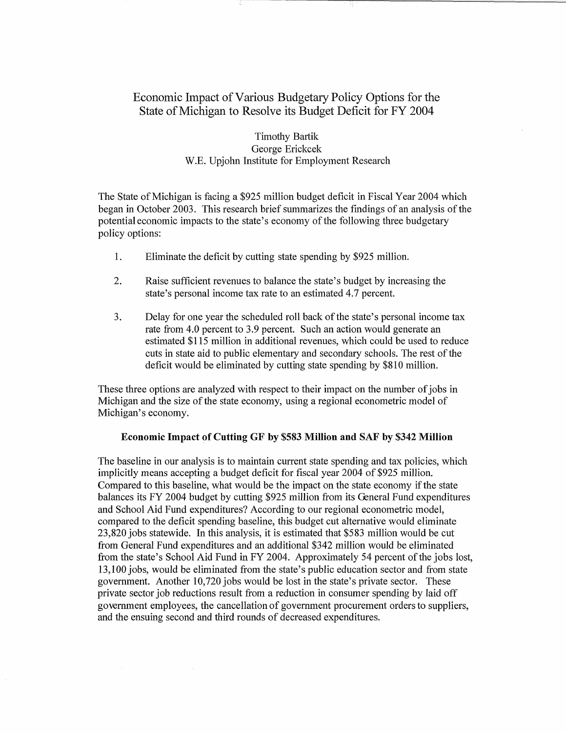# Economic Impact of Various Budgetary Policy Options for the State of Michigan to Resolve its Budget Deficit for FY 2004

Timothy Bartik
George Erickcek
W.E. Upjohn Institute for Employment Research

The State of Michigan is facing a $925 million budget deficit in Fiscal Year 2004 which began in October 2003. This research brief summarizes the findings of an analysis of the potential economic impacts to the state's economy of the following three budgetary policy options:

1. Eliminate the deficit by cutting state spending by $925 million.

2. Raise sufficient revenues to balance the state's budget by increasing the state's personal income tax rate to an estimated 4.7 percent.

3. Delay for one year the scheduled roll back of the state's personal income tax rate from 4.0 percent to 3.9 percent. Such an action would generate an estimated $115 million in additional revenues, which could be used to reduce cuts in state aid to public elementary and secondary schools. The rest of the deficit would be eliminated by cutting state spending by $810 million.

These three options are analyzed with respect to their impact on the number of jobs in Michigan and the size of the state economy, using a regional econometric model of Michigan's economy.

**Economic Impact of Cutting GF by $583 Million and SAF by $342 Million**

The baseline in our analysis is to maintain current state spending and tax policies, which implicitly means accepting a budget deficit for fiscal year 2004 of $925 million. Compared to this baseline, what would be the impact on the state economy if the state balances its FY 2004 budget by cutting $925 million from its General Fund expenditures and School Aid Fund expenditures? According to our regional econometric model, compared to the deficit spending baseline, this budget cut alternative would eliminate 23,820 jobs statewide. In this analysis, it is estimated that $583 million would be cut from General Fund expenditures and an additional $342 million would be eliminated from the state's School Aid Fund in FY 2004. Approximately 54 percent of the jobs lost, 13,100 jobs, would be eliminated from the state's public education sector and from state government. Another 10,720 jobs would be lost in the state's private sector. These private sector job reductions result from a reduction in consumer spending by laid off government employees, the cancellation of government procurement orders to suppliers, and the ensuing second and third rounds of decreased expenditures.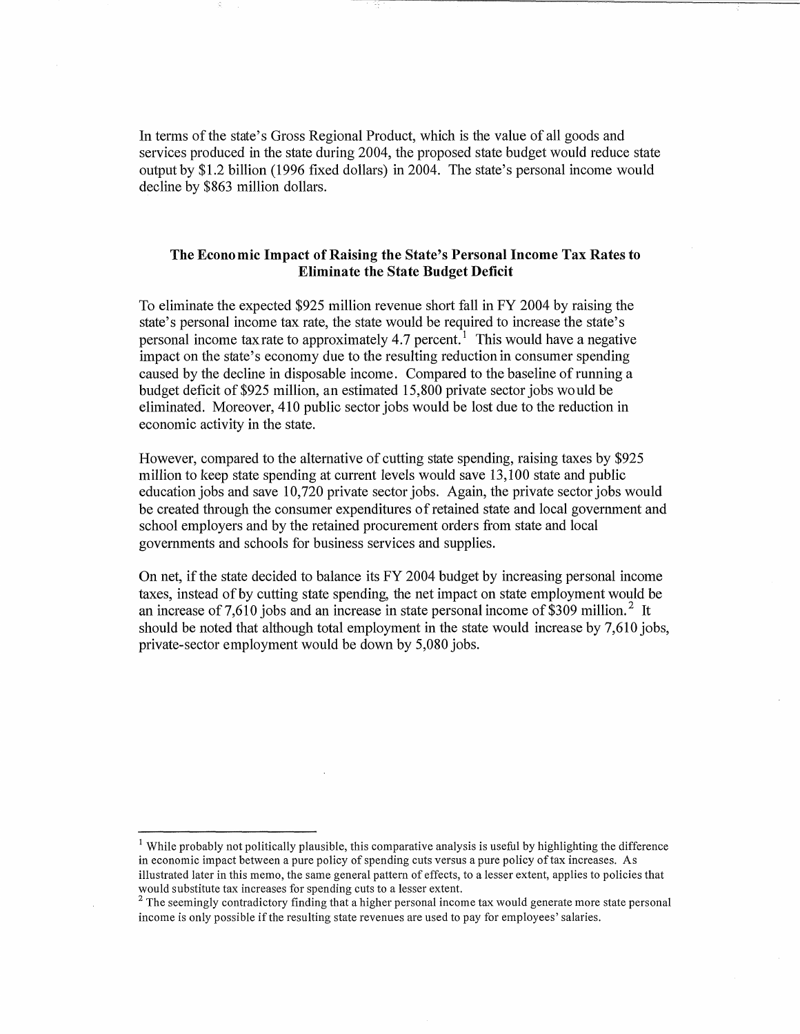In terms of the state's Gross Regional Product, which is the value of all goods and services produced in the state during 2004, the proposed state budget would reduce state output by $1.2 billion (1996 fixed dollars) in 2004. The state's personal income would decline by $863 million dollars.

## The Economic Impact of Raising the State's Personal Income Tax Rates to Eliminate the State Budget Deficit

To eliminate the expected $925 million revenue short fall in FY 2004 by raising the state's personal income tax rate, the state would be required to increase the state's personal income tax rate to approximately 4.7 percent.[1] This would have a negative impact on the state's economy due to the resulting reduction in consumer spending caused by the decline in disposable income. Compared to the baseline of running a budget deficit of $925 million, an estimated 15,800 private sector jobs would be eliminated. Moreover, 410 public sector jobs would be lost due to the reduction in economic activity in the state.

However, compared to the alternative of cutting state spending, raising taxes by $925 million to keep state spending at current levels would save 13,100 state and public education jobs and save 10,720 private sector jobs. Again, the private sector jobs would be created through the consumer expenditures of retained state and local government and school employers and by the retained procurement orders from state and local governments and schools for business services and supplies.

On net, if the state decided to balance its FY 2004 budget by increasing personal income taxes, instead of by cutting state spending, the net impact on state employment would be an increase of 7,610 jobs and an increase in state personal income of $309 million.[2] It should be noted that although total employment in the state would increase by 7,610 jobs, private-sector employment would be down by 5,080 jobs.

---

[1] While probably not politically plausible, this comparative analysis is useful by highlighting the difference in economic impact between a pure policy of spending cuts versus a pure policy of tax increases. As illustrated later in this memo, the same general pattern of effects, to a lesser extent, applies to policies that would substitute tax increases for spending cuts to a lesser extent.

[2] The seemingly contradictory finding that a higher personal income tax would generate more state personal income is only possible if the resulting state revenues are used to pay for employees' salaries.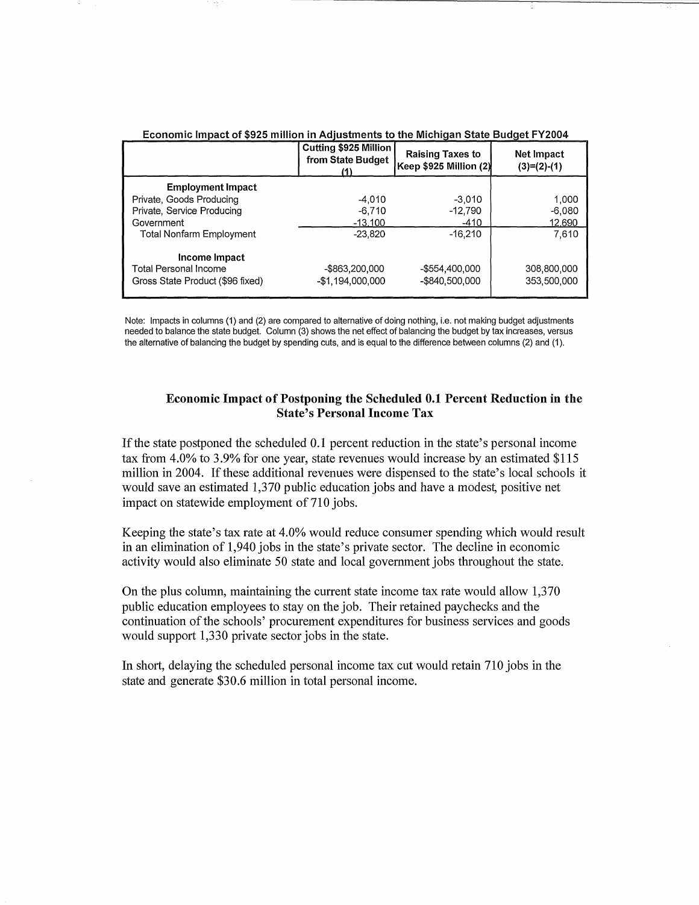**Economic Impact of $925 million in Adjustments to the Michigan State Budget FY2004**

| | Cutting $925 Million from State Budget (1) | Raising Taxes to Keep $925 Million (2) | Net Impact (3)=(2)-(1) |
|---|---|---|---|
| **Employment Impact** | | | |
| Private, Goods Producing | -4,010 | -3,010 | 1,000 |
| Private, Service Producing | -6,710 | -12,790 | -6,080 |
| Government | -13,100 | -410 | 12,690 |
| Total Nonfarm Employment | -23,820 | -16,210 | 7,610 |
| **Income Impact** | | | |
| Total Personal Income | -$863,200,000 | -$554,400,000 | 308,800,000 |
| Gross State Product ($96 fixed) | -$1,194,000,000 | -$840,500,000 | 353,500,000 |

Note: Impacts in columns (1) and (2) are compared to alternative of doing nothing, i.e. not making budget adjustments needed to balance the state budget. Column (3) shows the net effect of balancing the budget by tax increases, versus the alternative of balancing the budget by spending cuts, and is equal to the difference between columns (2) and (1).

## Economic Impact of Postponing the Scheduled 0.1 Percent Reduction in the State's Personal Income Tax

If the state postponed the scheduled 0.1 percent reduction in the state's personal income tax from 4.0% to 3.9% for one year, state revenues would increase by an estimated $115 million in 2004. If these additional revenues were dispensed to the state's local schools it would save an estimated 1,370 public education jobs and have a modest, positive net impact on statewide employment of 710 jobs.

Keeping the state's tax rate at 4.0% would reduce consumer spending which would result in an elimination of 1,940 jobs in the state's private sector. The decline in economic activity would also eliminate 50 state and local government jobs throughout the state.

On the plus column, maintaining the current state income tax rate would allow 1,370 public education employees to stay on the job. Their retained paychecks and the continuation of the schools' procurement expenditures for business services and goods would support 1,330 private sector jobs in the state.

In short, delaying the scheduled personal income tax cut would retain 710 jobs in the state and generate $30.6 million in total personal income.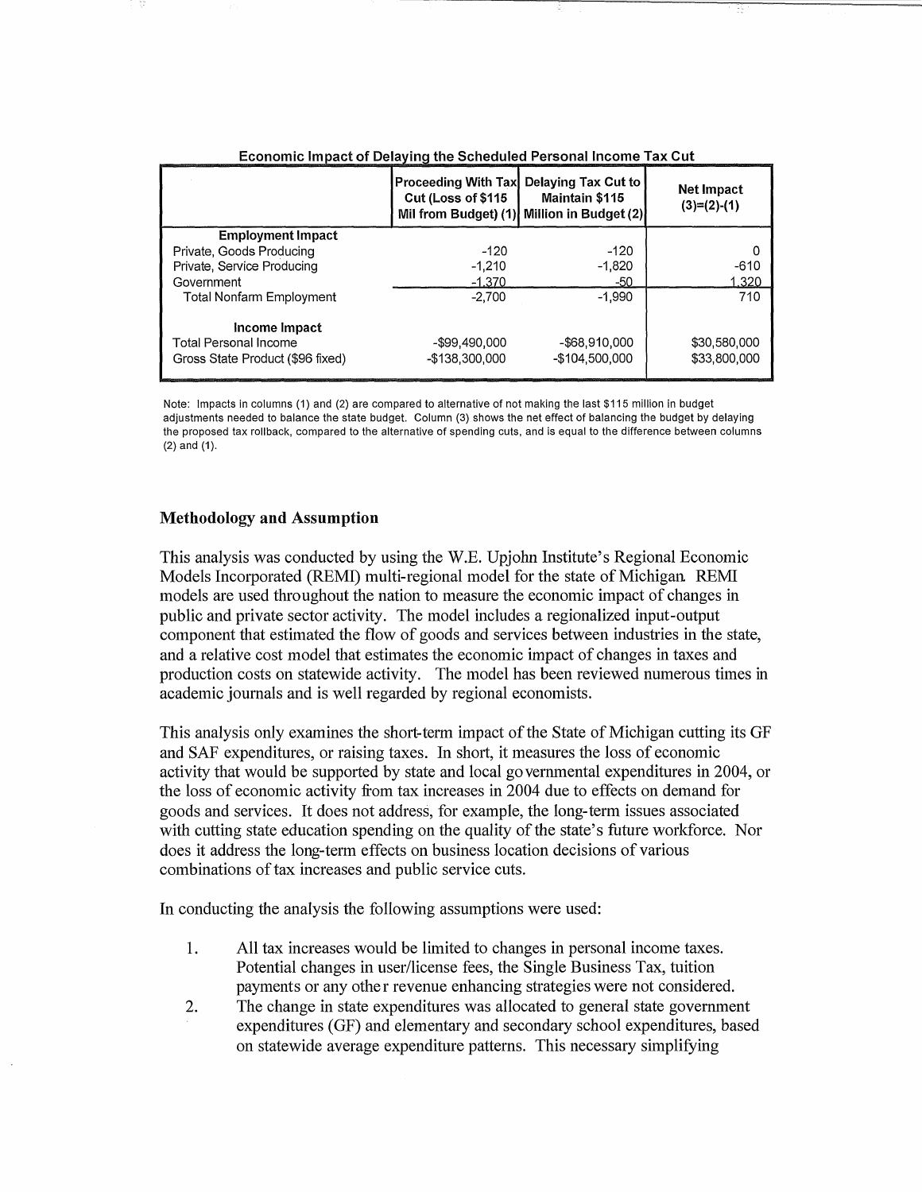**Economic Impact of Delaying the Scheduled Personal Income Tax Cut**

| | Proceeding With Tax Cut (Loss of $115 Mil from Budget) (1) | Delaying Tax Cut to Maintain $115 Million in Budget (2) | Net Impact (3)=(2)-(1) |
|---|---|---|---|
| **Employment Impact** | | | |
| Private, Goods Producing | -120 | -120 | 0 |
| Private, Service Producing | -1,210 | -1,820 | -610 |
| Government | -1,370 | -50 | 1,320 |
| Total Nonfarm Employment | -2,700 | -1,990 | 710 |
| **Income Impact** | | | |
| Total Personal Income | -$99,490,000 | -$68,910,000 | $30,580,000 |
| Gross State Product ($96 fixed) | -$138,300,000 | -$104,500,000 | $33,800,000 |

Note: Impacts in columns (1) and (2) are compared to alternative of not making the last $115 million in budget adjustments needed to balance the state budget. Column (3) shows the net effect of balancing the budget by delaying the proposed tax rollback, compared to the alternative of spending cuts, and is equal to the difference between columns (2) and (1).

## Methodology and Assumption

This analysis was conducted by using the W.E. Upjohn Institute's Regional Economic Models Incorporated (REMI) multi-regional model for the state of Michigan. REMI models are used throughout the nation to measure the economic impact of changes in public and private sector activity. The model includes a regionalized input-output component that estimated the flow of goods and services between industries in the state, and a relative cost model that estimates the economic impact of changes in taxes and production costs on statewide activity. The model has been reviewed numerous times in academic journals and is well regarded by regional economists.

This analysis only examines the short-term impact of the State of Michigan cutting its GF and SAF expenditures, or raising taxes. In short, it measures the loss of economic activity that would be supported by state and local governmental expenditures in 2004, or the loss of economic activity from tax increases in 2004 due to effects on demand for goods and services. It does not address, for example, the long-term issues associated with cutting state education spending on the quality of the state's future workforce. Nor does it address the long-term effects on business location decisions of various combinations of tax increases and public service cuts.

In conducting the analysis the following assumptions were used:

1. All tax increases would be limited to changes in personal income taxes. Potential changes in user/license fees, the Single Business Tax, tuition payments or any other revenue enhancing strategies were not considered.
2. The change in state expenditures was allocated to general state government expenditures (GF) and elementary and secondary school expenditures, based on statewide average expenditure patterns. This necessary simplifying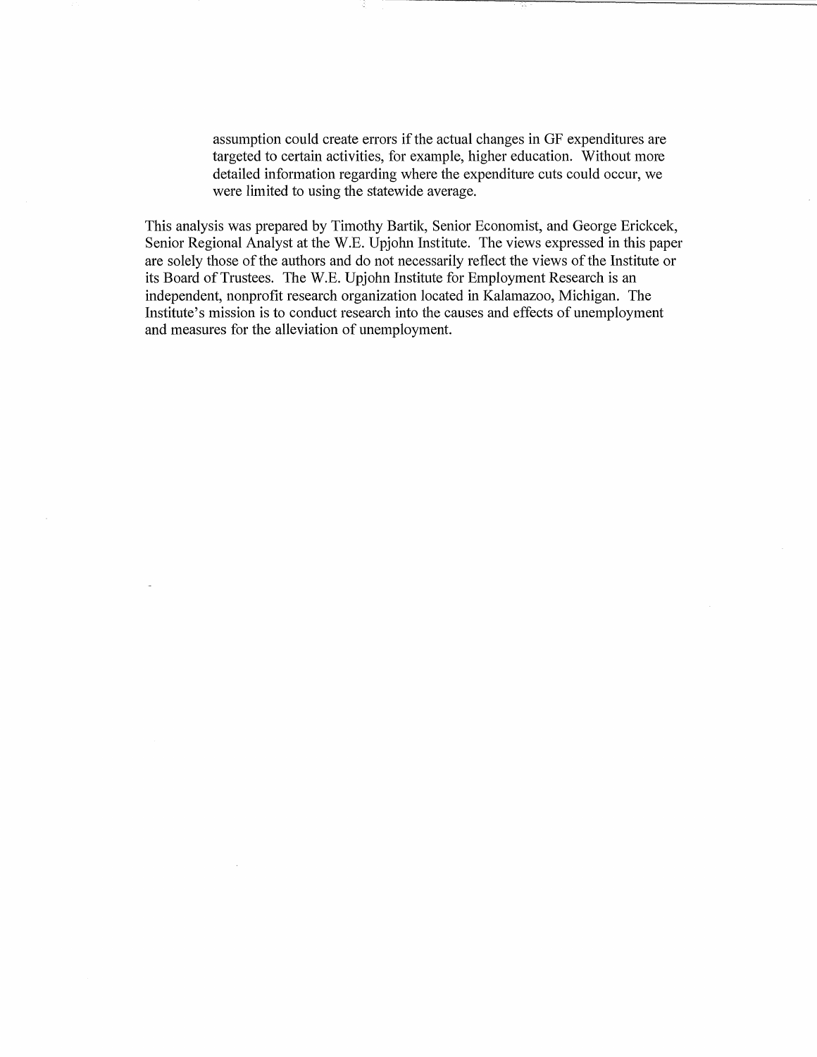assumption could create errors if the actual changes in GF expenditures are targeted to certain activities, for example, higher education. Without more detailed information regarding where the expenditure cuts could occur, we were limited to using the statewide average.

This analysis was prepared by Timothy Bartik, Senior Economist, and George Erickcek, Senior Regional Analyst at the W.E. Upjohn Institute. The views expressed in this paper are solely those of the authors and do not necessarily reflect the views of the Institute or its Board of Trustees. The W.E. Upjohn Institute for Employment Research is an independent, nonprofit research organization located in Kalamazoo, Michigan. The Institute's mission is to conduct research into the causes and effects of unemployment and measures for the alleviation of unemployment.